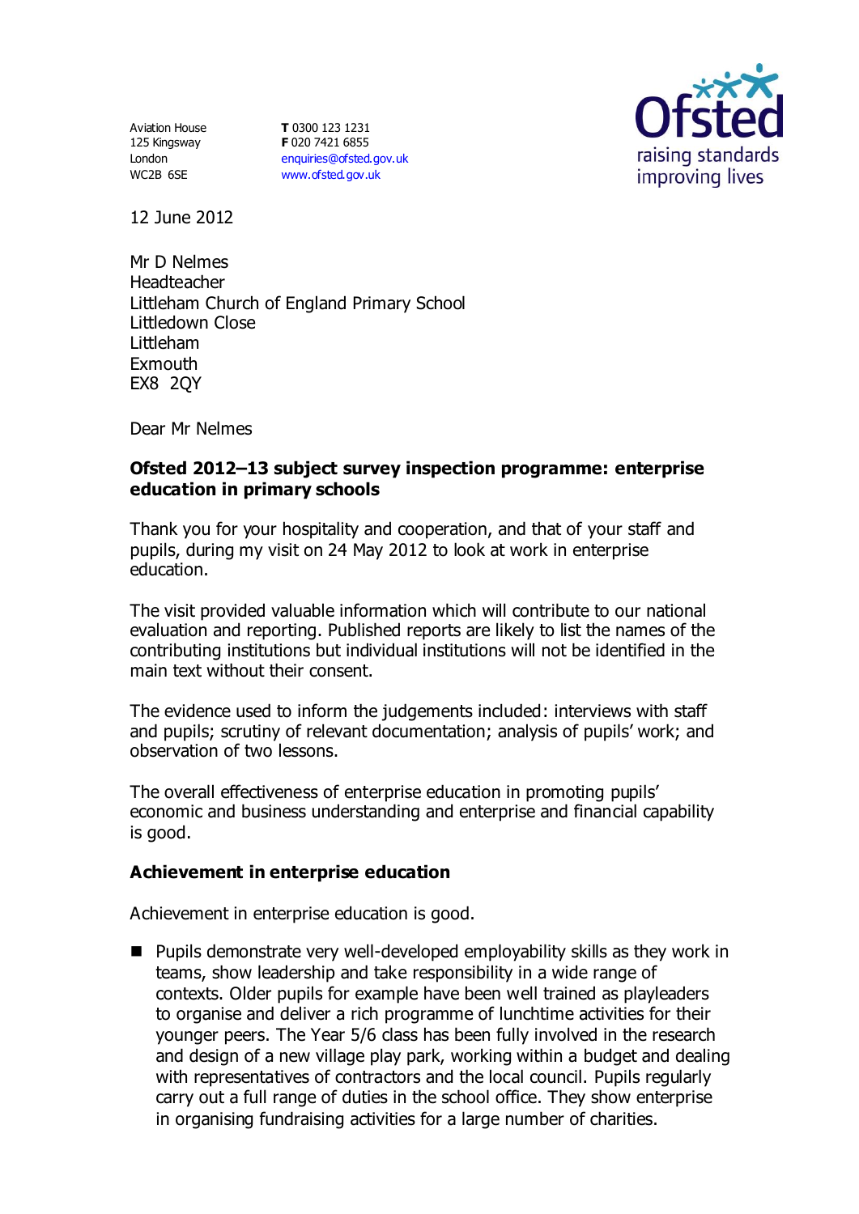Aviation House
125 Kingsway
London
WC2B 6SE

**T** 0300 123 1231
**F** 020 7421 6855
enquiries@ofsted.gov.uk
www.ofsted.gov.uk

Ofsted
raising standards
improving lives

12 June 2012

Mr D Nelmes
Headteacher
Littleham Church of England Primary School
Littledown Close
Littleham
Exmouth
EX8 2QY

Dear Mr Nelmes

**Ofsted 2012–13 subject survey inspection programme: enterprise education in primary schools**

Thank you for your hospitality and cooperation, and that of your staff and pupils, during my visit on 24 May 2012 to look at work in enterprise education.

The visit provided valuable information which will contribute to our national evaluation and reporting. Published reports are likely to list the names of the contributing institutions but individual institutions will not be identified in the main text without their consent.

The evidence used to inform the judgements included: interviews with staff and pupils; scrutiny of relevant documentation; analysis of pupils' work; and observation of two lessons.

The overall effectiveness of enterprise education in promoting pupils' economic and business understanding and enterprise and financial capability is good.

**Achievement in enterprise education**

Achievement in enterprise education is good.

- Pupils demonstrate very well-developed employability skills as they work in teams, show leadership and take responsibility in a wide range of contexts. Older pupils for example have been well trained as playleaders to organise and deliver a rich programme of lunchtime activities for their younger peers. The Year 5/6 class has been fully involved in the research and design of a new village play park, working within a budget and dealing with representatives of contractors and the local council. Pupils regularly carry out a full range of duties in the school office. They show enterprise in organising fundraising activities for a large number of charities.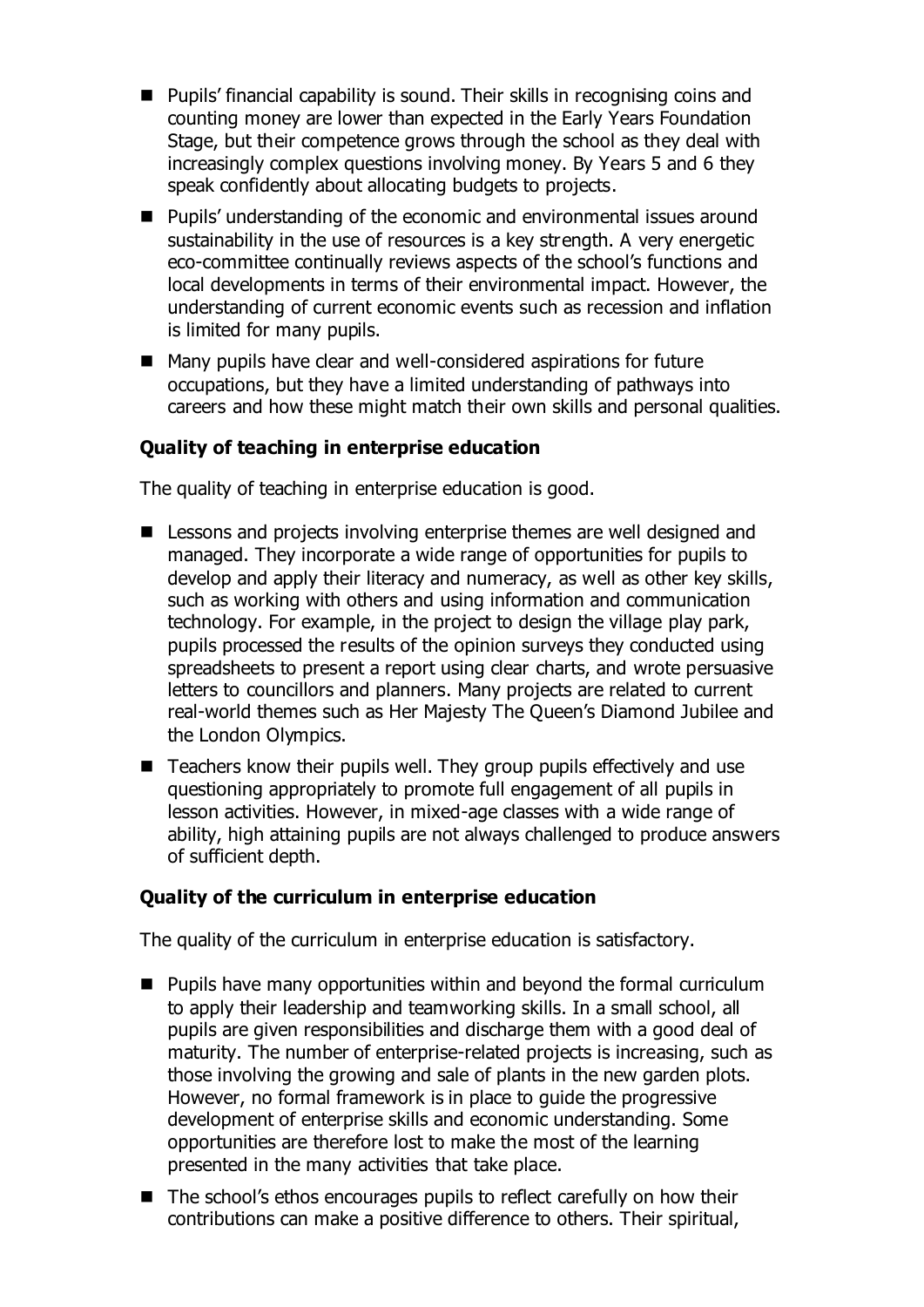- Pupils' financial capability is sound. Their skills in recognising coins and counting money are lower than expected in the Early Years Foundation Stage, but their competence grows through the school as they deal with increasingly complex questions involving money. By Years 5 and 6 they speak confidently about allocating budgets to projects.
- Pupils' understanding of the economic and environmental issues around sustainability in the use of resources is a key strength. A very energetic eco-committee continually reviews aspects of the school's functions and local developments in terms of their environmental impact. However, the understanding of current economic events such as recession and inflation is limited for many pupils.
- Many pupils have clear and well-considered aspirations for future occupations, but they have a limited understanding of pathways into careers and how these might match their own skills and personal qualities.

**Quality of teaching in enterprise education**

The quality of teaching in enterprise education is good.

- Lessons and projects involving enterprise themes are well designed and managed. They incorporate a wide range of opportunities for pupils to develop and apply their literacy and numeracy, as well as other key skills, such as working with others and using information and communication technology. For example, in the project to design the village play park, pupils processed the results of the opinion surveys they conducted using spreadsheets to present a report using clear charts, and wrote persuasive letters to councillors and planners. Many projects are related to current real-world themes such as Her Majesty The Queen's Diamond Jubilee and the London Olympics.
- Teachers know their pupils well. They group pupils effectively and use questioning appropriately to promote full engagement of all pupils in lesson activities. However, in mixed-age classes with a wide range of ability, high attaining pupils are not always challenged to produce answers of sufficient depth.

**Quality of the curriculum in enterprise education**

The quality of the curriculum in enterprise education is satisfactory.

- Pupils have many opportunities within and beyond the formal curriculum to apply their leadership and teamworking skills. In a small school, all pupils are given responsibilities and discharge them with a good deal of maturity. The number of enterprise-related projects is increasing, such as those involving the growing and sale of plants in the new garden plots. However, no formal framework is in place to guide the progressive development of enterprise skills and economic understanding. Some opportunities are therefore lost to make the most of the learning presented in the many activities that take place.
- The school's ethos encourages pupils to reflect carefully on how their contributions can make a positive difference to others. Their spiritual,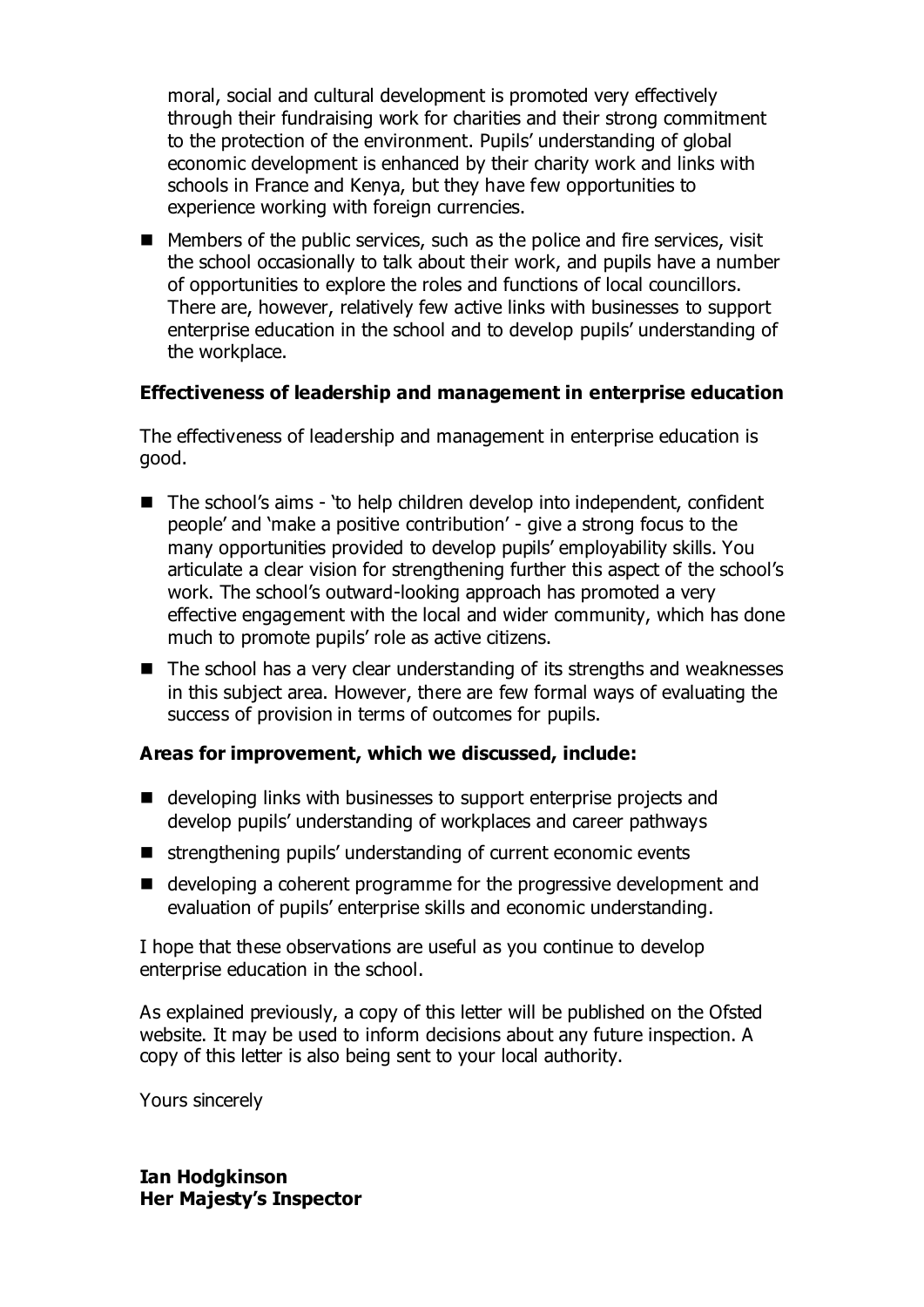moral, social and cultural development is promoted very effectively through their fundraising work for charities and their strong commitment to the protection of the environment. Pupils' understanding of global economic development is enhanced by their charity work and links with schools in France and Kenya, but they have few opportunities to experience working with foreign currencies.

- Members of the public services, such as the police and fire services, visit the school occasionally to talk about their work, and pupils have a number of opportunities to explore the roles and functions of local councillors. There are, however, relatively few active links with businesses to support enterprise education in the school and to develop pupils' understanding of the workplace.

**Effectiveness of leadership and management in enterprise education**

The effectiveness of leadership and management in enterprise education is good.

- The school's aims - 'to help children develop into independent, confident people' and 'make a positive contribution' - give a strong focus to the many opportunities provided to develop pupils' employability skills. You articulate a clear vision for strengthening further this aspect of the school's work. The school's outward-looking approach has promoted a very effective engagement with the local and wider community, which has done much to promote pupils' role as active citizens.
- The school has a very clear understanding of its strengths and weaknesses in this subject area. However, there are few formal ways of evaluating the success of provision in terms of outcomes for pupils.

**Areas for improvement, which we discussed, include:**

- developing links with businesses to support enterprise projects and develop pupils' understanding of workplaces and career pathways
- strengthening pupils' understanding of current economic events
- developing a coherent programme for the progressive development and evaluation of pupils' enterprise skills and economic understanding.

I hope that these observations are useful as you continue to develop enterprise education in the school.

As explained previously, a copy of this letter will be published on the Ofsted website. It may be used to inform decisions about any future inspection. A copy of this letter is also being sent to your local authority.

Yours sincerely

**Ian Hodgkinson**
**Her Majesty's Inspector**